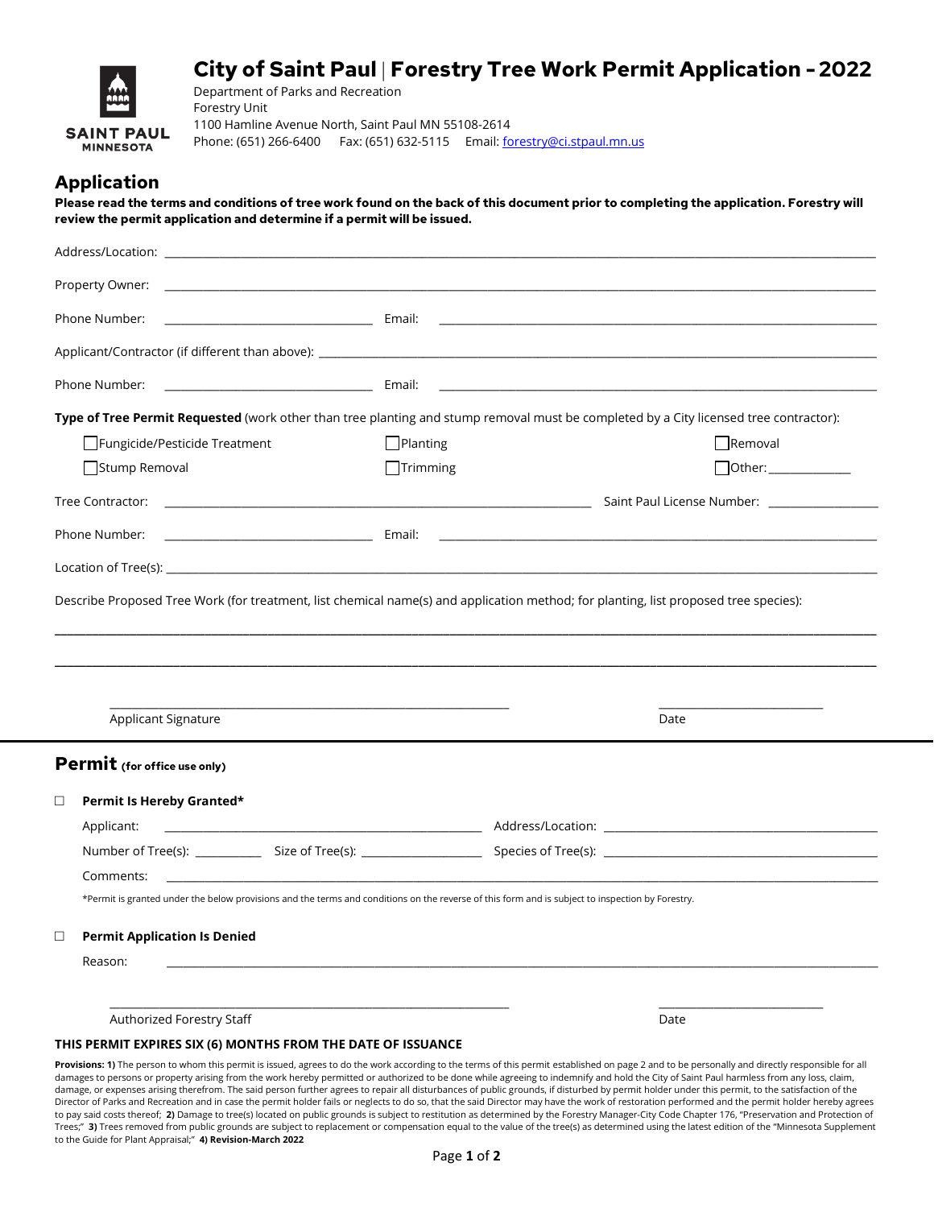SAINT PAUL
MINNESOTA

# City of Saint Paul | Forestry Tree Work Permit Application - 2022

Department of Parks and Recreation
Forestry Unit
1100 Hamline Avenue North, Saint Paul MN 55108-2614
Phone: (651) 266-6400 Fax: (651) 632-5115 Email: forestry@ci.stpaul.mn.us

## Application

**Please read the terms and conditions of tree work found on the back of this document prior to completing the application. Forestry will review the permit application and determine if a permit will be issued.**

Address/Location: ______________________________

Property Owner: ______________________________

Phone Number: ______________ Email: ______________

Applicant/Contractor (if different than above): ______________________________

Phone Number: ______________ Email: ______________

**Type of Tree Permit Requested** (work other than tree planting and stump removal must be completed by a City licensed tree contractor):

☐ Fungicide/Pesticide Treatment ☐ Planting ☐ Removal

☐ Stump Removal ☐ Trimming ☐ Other: ______________

Tree Contractor: ______________________________ Saint Paul License Number: ______________

Phone Number: ______________ Email: ______________

Location of Tree(s): ______________________________

Describe Proposed Tree Work (for treatment, list chemical name(s) and application method; for planting, list proposed tree species):

______________________________

______________________________

______________________________ ______________
Applicant Signature Date

## Permit (for office use only)

☐ **Permit Is Hereby Granted***

Applicant: ______________________________ Address/Location: ______________________________

Number of Tree(s): ______________ Size of Tree(s): ______________ Species of Tree(s): ______________

Comments: ______________________________

*Permit is granted under the below provisions and the terms and conditions on the reverse of this form and is subject to inspection by Forestry.

☐ **Permit Application Is Denied**

Reason: ______________________________

______________________________ ______________
Authorized Forestry Staff Date

**THIS PERMIT EXPIRES SIX (6) MONTHS FROM THE DATE OF ISSUANCE**

**Provisions: 1)** The person to whom this permit is issued, agrees to do the work according to the terms of this permit established on page 2 and to be personally and directly responsible for all damages to persons or property arising from the work hereby permitted or authorized to be done while agreeing to indemnify and hold the City of Saint Paul harmless from any loss, claim, damage, or expenses arising therefrom. The said person further agrees to repair all disturbances of public grounds, if disturbed by permit holder under this permit, to the satisfaction of the Director of Parks and Recreation and in case the permit holder fails or neglects to do so, that the said Director may have the work of restoration performed and the permit holder hereby agrees to pay said costs thereof; **2)** Damage to tree(s) located on public grounds is subject to restitution as determined by the Forestry Manager-City Code Chapter 176, "Preservation and Protection of Trees;" **3)** Trees removed from public grounds are subject to replacement or compensation equal to the value of the tree(s) as determined using the latest edition of the "Minnesota Supplement to the Guide for Plant Appraisal;" **4) Revision-March 2022**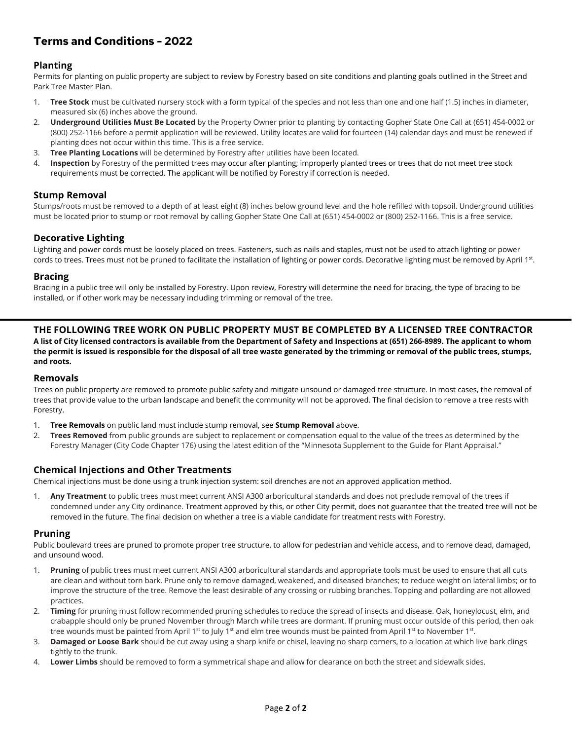# Terms and Conditions - 2022

## Planting

Permits for planting on public property are subject to review by Forestry based on site conditions and planting goals outlined in the Street and Park Tree Master Plan.

1. **Tree Stock** must be cultivated nursery stock with a form typical of the species and not less than one and one half (1.5) inches in diameter, measured six (6) inches above the ground.
2. **Underground Utilities Must Be Located** by the Property Owner prior to planting by contacting Gopher State One Call at (651) 454-0002 or (800) 252-1166 before a permit application will be reviewed. Utility locates are valid for fourteen (14) calendar days and must be renewed if planting does not occur within this time. This is a free service.
3. **Tree Planting Locations** will be determined by Forestry after utilities have been located.
4. **Inspection** by Forestry of the permitted trees may occur after planting; improperly planted trees or trees that do not meet tree stock requirements must be corrected. The applicant will be notified by Forestry if correction is needed.

## Stump Removal

Stumps/roots must be removed to a depth of at least eight (8) inches below ground level and the hole refilled with topsoil. Underground utilities must be located prior to stump or root removal by calling Gopher State One Call at (651) 454-0002 or (800) 252-1166. This is a free service.

## Decorative Lighting

Lighting and power cords must be loosely placed on trees. Fasteners, such as nails and staples, must not be used to attach lighting or power cords to trees. Trees must not be pruned to facilitate the installation of lighting or power cords. Decorative lighting must be removed by April 1st.

## Bracing

Bracing in a public tree will only be installed by Forestry. Upon review, Forestry will determine the need for bracing, the type of bracing to be installed, or if other work may be necessary including trimming or removal of the tree.

---

## THE FOLLOWING TREE WORK ON PUBLIC PROPERTY MUST BE COMPLETED BY A LICENSED TREE CONTRACTOR

**A list of City licensed contractors is available from the Department of Safety and Inspections at (651) 266-8989. The applicant to whom the permit is issued is responsible for the disposal of all tree waste generated by the trimming or removal of the public trees, stumps, and roots.**

## Removals

Trees on public property are removed to promote public safety and mitigate unsound or damaged tree structure. In most cases, the removal of trees that provide value to the urban landscape and benefit the community will not be approved. The final decision to remove a tree rests with Forestry.

1. **Tree Removals** on public land must include stump removal, see **Stump Removal** above.
2. **Trees Removed** from public grounds are subject to replacement or compensation equal to the value of the trees as determined by the Forestry Manager (City Code Chapter 176) using the latest edition of the "Minnesota Supplement to the Guide for Plant Appraisal."

## Chemical Injections and Other Treatments

Chemical injections must be done using a trunk injection system: soil drenches are not an approved application method.

1. **Any Treatment** to public trees must meet current ANSI A300 arboricultural standards and does not preclude removal of the trees if condemned under any City ordinance. Treatment approved by this, or other City permit, does not guarantee that the treated tree will not be removed in the future. The final decision on whether a tree is a viable candidate for treatment rests with Forestry.

## Pruning

Public boulevard trees are pruned to promote proper tree structure, to allow for pedestrian and vehicle access, and to remove dead, damaged, and unsound wood.

1. **Pruning** of public trees must meet current ANSI A300 arboricultural standards and appropriate tools must be used to ensure that all cuts are clean and without torn bark. Prune only to remove damaged, weakened, and diseased branches; to reduce weight on lateral limbs; or to improve the structure of the tree. Remove the least desirable of any crossing or rubbing branches. Topping and pollarding are not allowed practices.
2. **Timing** for pruning must follow recommended pruning schedules to reduce the spread of insects and disease. Oak, honeylocust, elm, and crabapple should only be pruned November through March while trees are dormant. If pruning must occur outside of this period, then oak tree wounds must be painted from April 1st to July 1st and elm tree wounds must be painted from April 1st to November 1st.
3. **Damaged or Loose Bark** should be cut away using a sharp knife or chisel, leaving no sharp corners, to a location at which live bark clings tightly to the trunk.
4. **Lower Limbs** should be removed to form a symmetrical shape and allow for clearance on both the street and sidewalk sides.